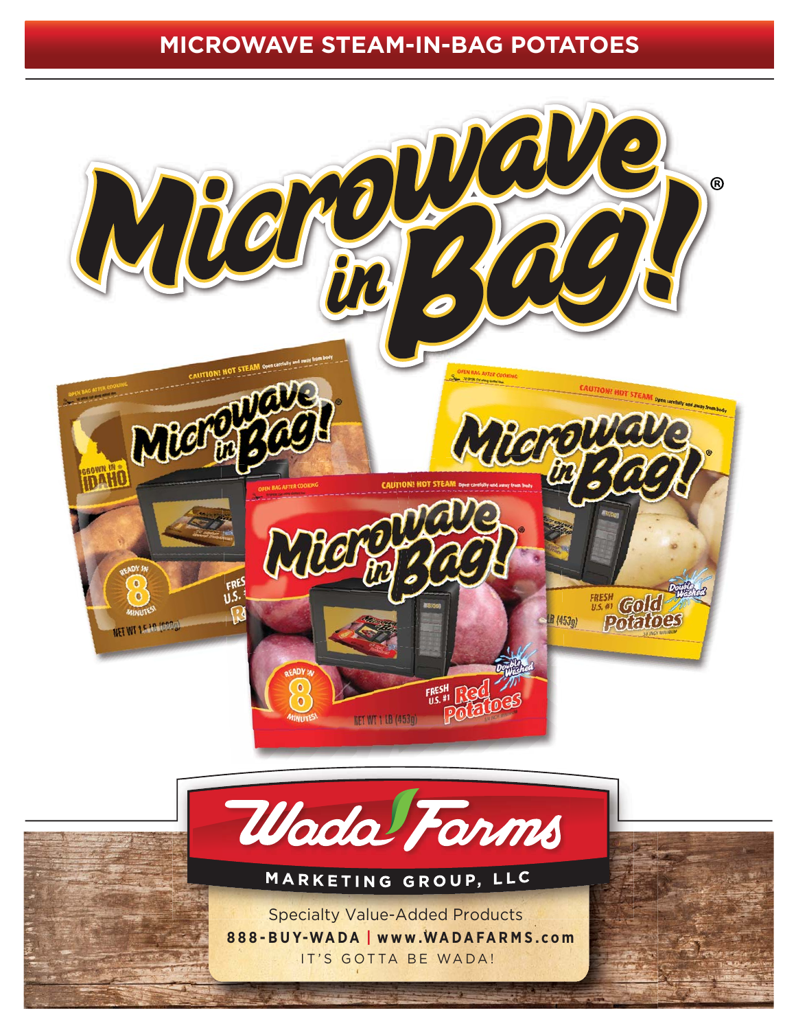# MICROWAVE STEAM-IN-BAG POTATOES

Microwave in Bag!®

Wada Farms

MARKETING GROUP, LLC

Specialty Value-Added Products

**888-BUY-WADA | www.WADAFARMS.com**

IT'S GOTTA BE WADA!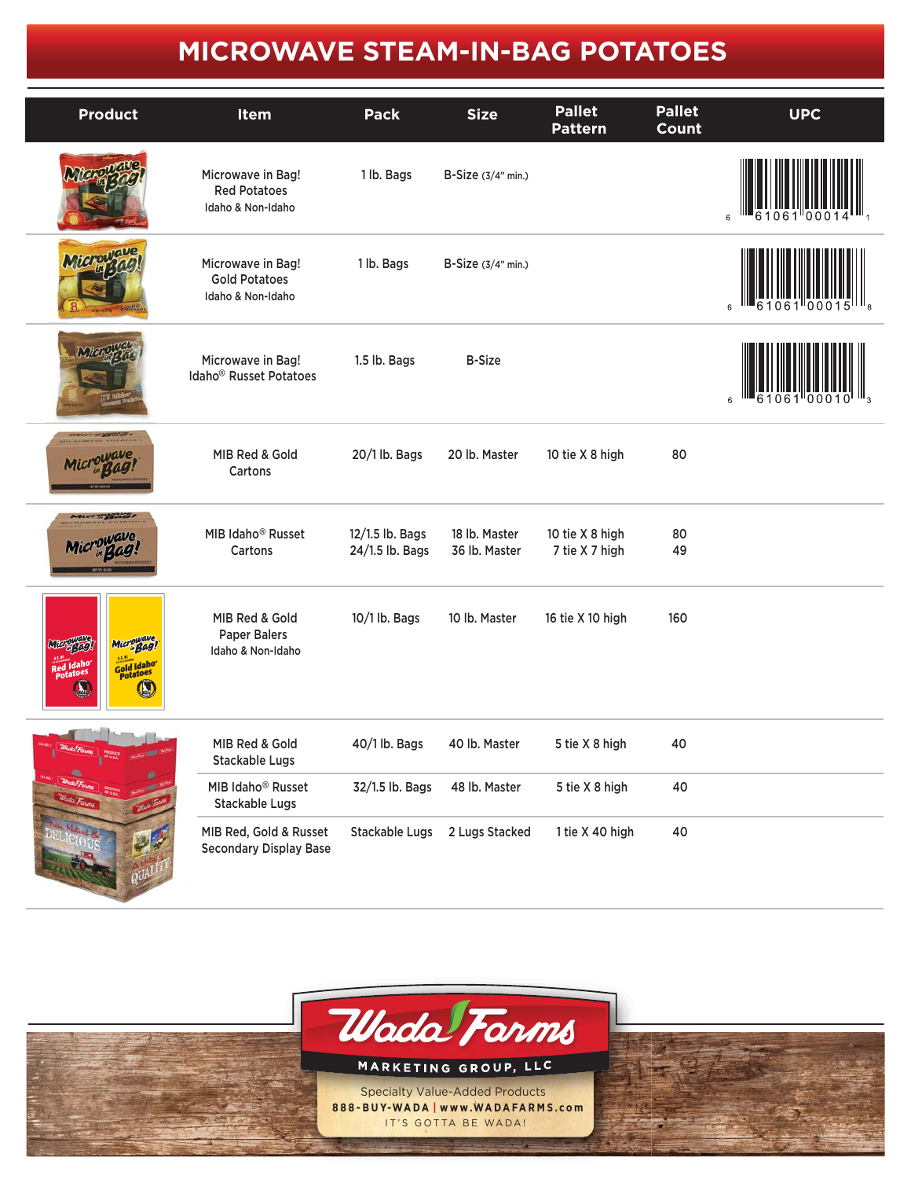# MICROWAVE STEAM-IN-BAG POTATOES

| Product | Item | Pack | Size | Pallet Pattern | Pallet Count | UPC |
|---|---|---|---|---|---|---|
| | Microwave in Bag! Red Potatoes Idaho & Non-Idaho | 1 lb. Bags | B-Size (3/4" min.) | | | 6 61061 00014 1 |
| | Microwave in Bag! Gold Potatoes Idaho & Non-Idaho | 1 lb. Bags | B-Size (3/4" min.) | | | 6 61061 00015 8 |
| | Microwave in Bag! Idaho® Russet Potatoes | 1.5 lb. Bags | B-Size | | | 6 61061 00010 3 |
| | MIB Red & Gold Cartons | 20/1 lb. Bags | 20 lb. Master | 10 tie X 8 high | 80 | |
| | MIB Idaho® Russet Cartons | 12/1.5 lb. Bags<br>24/1.5 lb. Bags | 18 lb. Master<br>36 lb. Master | 10 tie X 8 high<br>7 tie X 7 high | 80<br>49 | |
| | MIB Red & Gold Paper Balers Idaho & Non-Idaho | 10/1 lb. Bags | 10 lb. Master | 16 tie X 10 high | 160 | |
| | MIB Red & Gold Stackable Lugs | 40/1 lb. Bags | 40 lb. Master | 5 tie X 8 high | 40 | |
| | MIB Idaho® Russet Stackable Lugs | 32/1.5 lb. Bags | 48 lb. Master | 5 tie X 8 high | 40 | |
| | MIB Red, Gold & Russet Secondary Display Base | Stackable Lugs | 2 Lugs Stacked | 1 tie X 40 high | 40 | |

**Wada Farms**
MARKETING GROUP, LLC
Specialty Value-Added Products
888-BUY-WADA | www.WADAFARMS.com
IT'S GOTTA BE WADA!